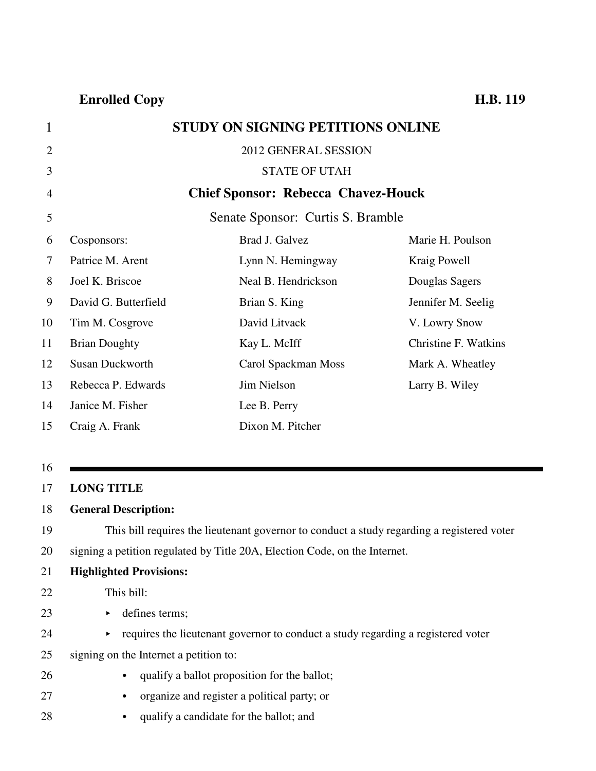**Enrolled Copy** **H.B. 119**

# STUDY ON SIGNING PETITIONS ONLINE

2012 GENERAL SESSION

STATE OF UTAH

**Chief Sponsor: Rebecca Chavez-Houck**

Senate Sponsor: Curtis S. Bramble

Cosponsors:
Patrice M. Arent
Joel K. Briscoe
David G. Butterfield
Tim M. Cosgrove
Brian Doughty
Susan Duckworth
Rebecca P. Edwards
Janice M. Fisher
Craig A. Frank
Brad J. Galvez
Lynn N. Hemingway
Neal B. Hendrickson
Brian S. King
David Litvack
Kay L. McIff
Carol Spackman Moss
Jim Nielson
Lee B. Perry
Dixon M. Pitcher
Marie H. Poulson
Kraig Powell
Douglas Sagers
Jennifer M. Seelig
V. Lowry Snow
Christine F. Watkins
Mark A. Wheatley
Larry B. Wiley

---

**LONG TITLE**

**General Description:**

This bill requires the lieutenant governor to conduct a study regarding a registered voter signing a petition regulated by Title 20A, Election Code, on the Internet.

**Highlighted Provisions:**

This bill:

- defines terms;
- requires the lieutenant governor to conduct a study regarding a registered voter signing on the Internet a petition to:
  - qualify a ballot proposition for the ballot;
  - organize and register a political party; or
  - qualify a candidate for the ballot; and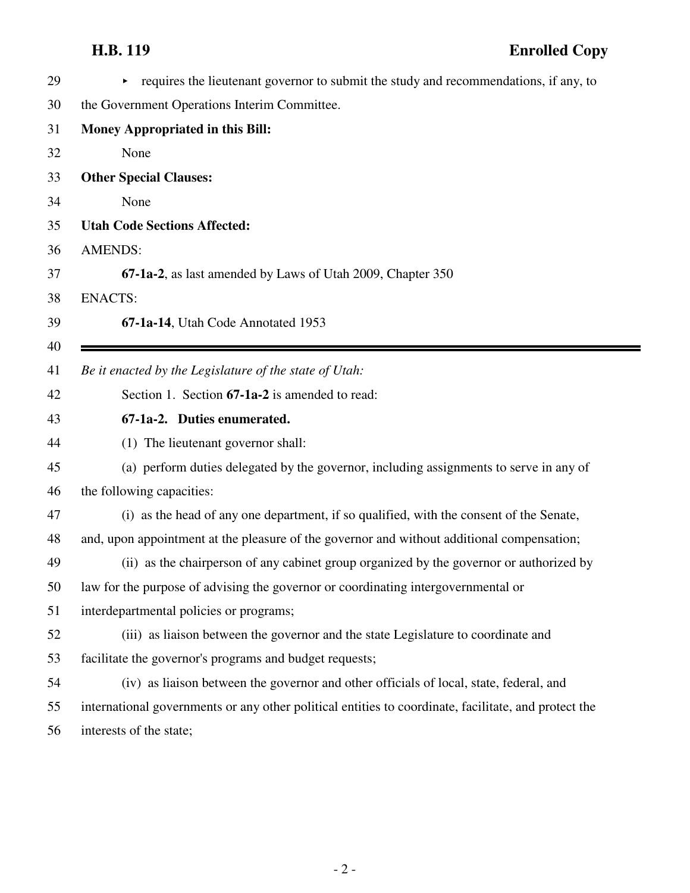▸ requires the lieutenant governor to submit the study and recommendations, if any, to the Government Operations Interim Committee.

**Money Appropriated in this Bill:**

None

**Other Special Clauses:**

None

**Utah Code Sections Affected:**

AMENDS:

**67-1a-2**, as last amended by Laws of Utah 2009, Chapter 350

ENACTS:

**67-1a-14**, Utah Code Annotated 1953

---

*Be it enacted by the Legislature of the state of Utah:*

Section 1. Section **67-1a-2** is amended to read:

**67-1a-2. Duties enumerated.**

(1) The lieutenant governor shall:

(a) perform duties delegated by the governor, including assignments to serve in any of the following capacities:

(i) as the head of any one department, if so qualified, with the consent of the Senate, and, upon appointment at the pleasure of the governor and without additional compensation;

(ii) as the chairperson of any cabinet group organized by the governor or authorized by law for the purpose of advising the governor or coordinating intergovernmental or interdepartmental policies or programs;

(iii) as liaison between the governor and the state Legislature to coordinate and facilitate the governor's programs and budget requests;

(iv) as liaison between the governor and other officials of local, state, federal, and international governments or any other political entities to coordinate, facilitate, and protect the interests of the state;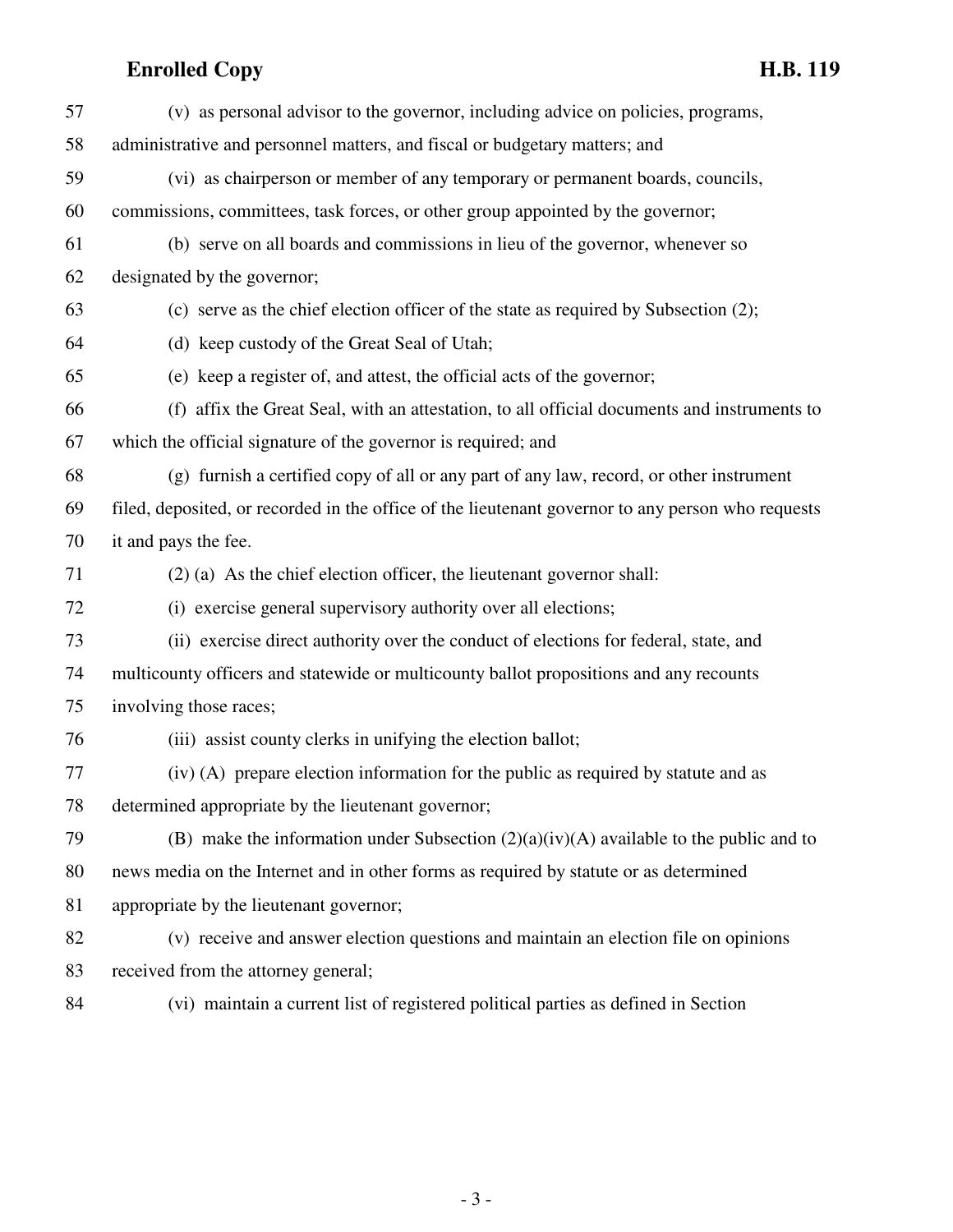(v) as personal advisor to the governor, including advice on policies, programs, administrative and personnel matters, and fiscal or budgetary matters; and

(vi) as chairperson or member of any temporary or permanent boards, councils, commissions, committees, task forces, or other group appointed by the governor;

(b) serve on all boards and commissions in lieu of the governor, whenever so designated by the governor;

(c) serve as the chief election officer of the state as required by Subsection (2);

(d) keep custody of the Great Seal of Utah;

(e) keep a register of, and attest, the official acts of the governor;

(f) affix the Great Seal, with an attestation, to all official documents and instruments to which the official signature of the governor is required; and

(g) furnish a certified copy of all or any part of any law, record, or other instrument filed, deposited, or recorded in the office of the lieutenant governor to any person who requests it and pays the fee.

(2) (a) As the chief election officer, the lieutenant governor shall:

(i) exercise general supervisory authority over all elections;

(ii) exercise direct authority over the conduct of elections for federal, state, and multicounty officers and statewide or multicounty ballot propositions and any recounts involving those races;

(iii) assist county clerks in unifying the election ballot;

(iv) (A) prepare election information for the public as required by statute and as determined appropriate by the lieutenant governor;

(B) make the information under Subsection (2)(a)(iv)(A) available to the public and to news media on the Internet and in other forms as required by statute or as determined appropriate by the lieutenant governor;

(v) receive and answer election questions and maintain an election file on opinions received from the attorney general;

(vi) maintain a current list of registered political parties as defined in Section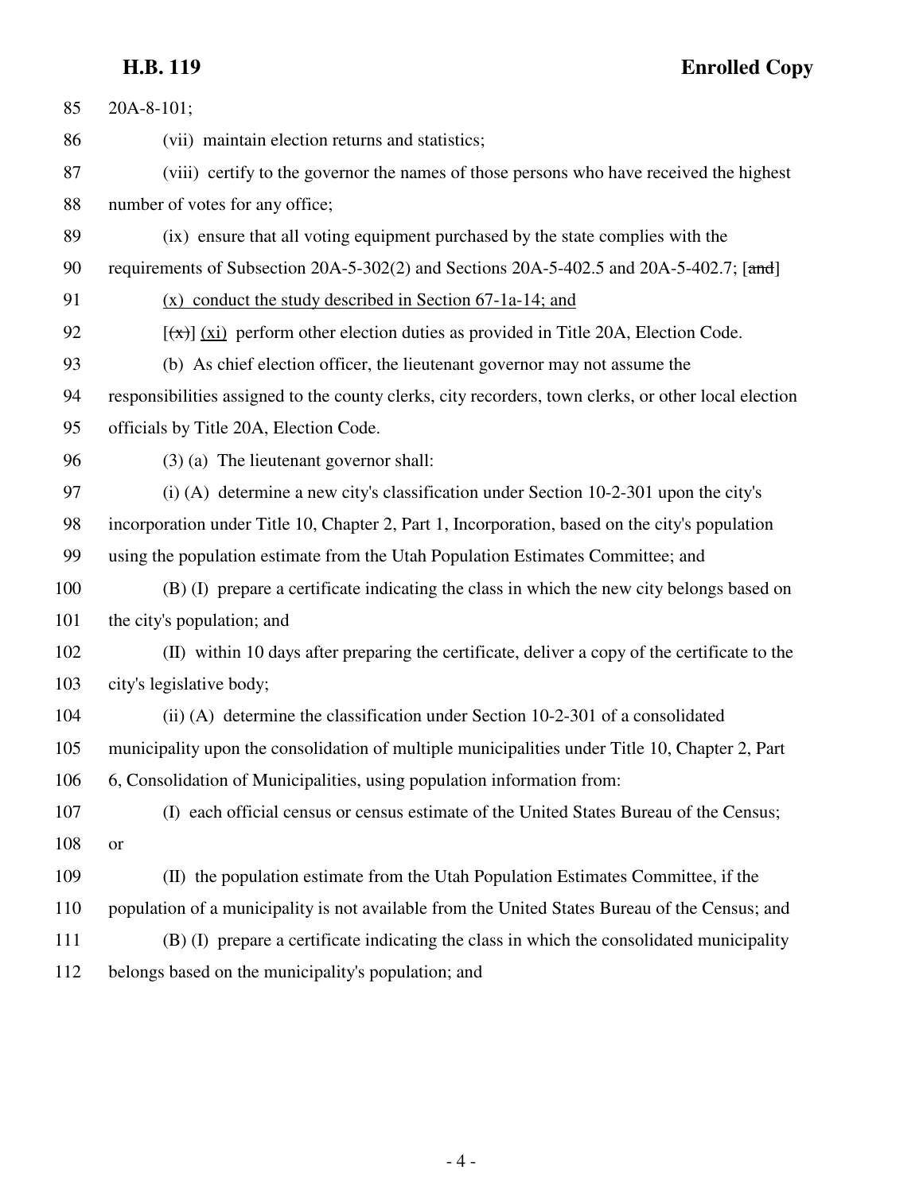20A-8-101;

(vii) maintain election returns and statistics;

(viii) certify to the governor the names of those persons who have received the highest number of votes for any office;

(ix) ensure that all voting equipment purchased by the state complies with the requirements of Subsection 20A-5-302(2) and Sections 20A-5-402.5 and 20A-5-402.7; [~~and~~]

<u>(x) conduct the study described in Section 67-1a-14; and</u>

[~~(x)~~] <u>(xi)</u> perform other election duties as provided in Title 20A, Election Code.

(b) As chief election officer, the lieutenant governor may not assume the responsibilities assigned to the county clerks, city recorders, town clerks, or other local election officials by Title 20A, Election Code.

(3) (a) The lieutenant governor shall:

(i) (A) determine a new city's classification under Section 10-2-301 upon the city's incorporation under Title 10, Chapter 2, Part 1, Incorporation, based on the city's population using the population estimate from the Utah Population Estimates Committee; and

(B) (I) prepare a certificate indicating the class in which the new city belongs based on the city's population; and

(II) within 10 days after preparing the certificate, deliver a copy of the certificate to the city's legislative body;

(ii) (A) determine the classification under Section 10-2-301 of a consolidated municipality upon the consolidation of multiple municipalities under Title 10, Chapter 2, Part 6, Consolidation of Municipalities, using population information from:

(I) each official census or census estimate of the United States Bureau of the Census; or

(II) the population estimate from the Utah Population Estimates Committee, if the population of a municipality is not available from the United States Bureau of the Census; and

(B) (I) prepare a certificate indicating the class in which the consolidated municipality belongs based on the municipality's population; and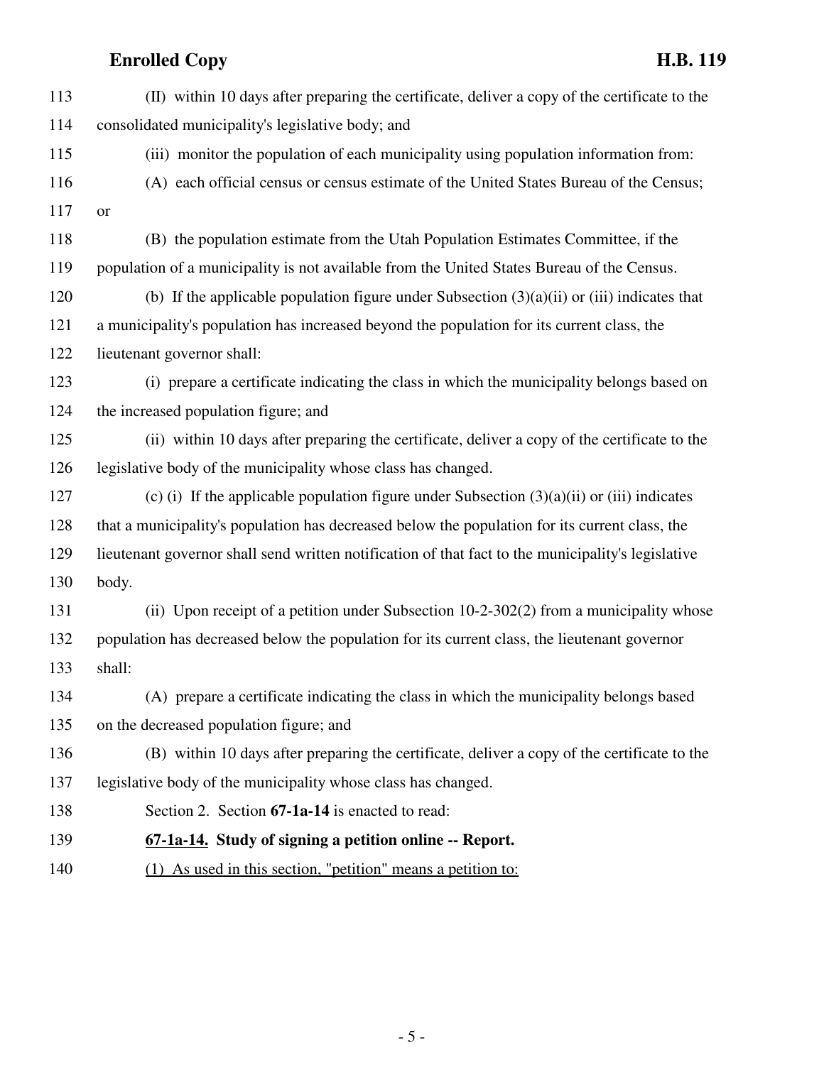(II) within 10 days after preparing the certificate, deliver a copy of the certificate to the consolidated municipality's legislative body; and

(iii) monitor the population of each municipality using population information from:

(A) each official census or census estimate of the United States Bureau of the Census; or

(B) the population estimate from the Utah Population Estimates Committee, if the population of a municipality is not available from the United States Bureau of the Census.

(b) If the applicable population figure under Subsection (3)(a)(ii) or (iii) indicates that a municipality's population has increased beyond the population for its current class, the lieutenant governor shall:

(i) prepare a certificate indicating the class in which the municipality belongs based on the increased population figure; and

(ii) within 10 days after preparing the certificate, deliver a copy of the certificate to the legislative body of the municipality whose class has changed.

(c) (i) If the applicable population figure under Subsection (3)(a)(ii) or (iii) indicates that a municipality's population has decreased below the population for its current class, the lieutenant governor shall send written notification of that fact to the municipality's legislative body.

(ii) Upon receipt of a petition under Subsection 10-2-302(2) from a municipality whose population has decreased below the population for its current class, the lieutenant governor shall:

(A) prepare a certificate indicating the class in which the municipality belongs based on the decreased population figure; and

(B) within 10 days after preparing the certificate, deliver a copy of the certificate to the legislative body of the municipality whose class has changed.

Section 2. Section **67-1a-14** is enacted to read:

**67-1a-14. Study of signing a petition online -- Report.**

(1) As used in this section, "petition" means a petition to: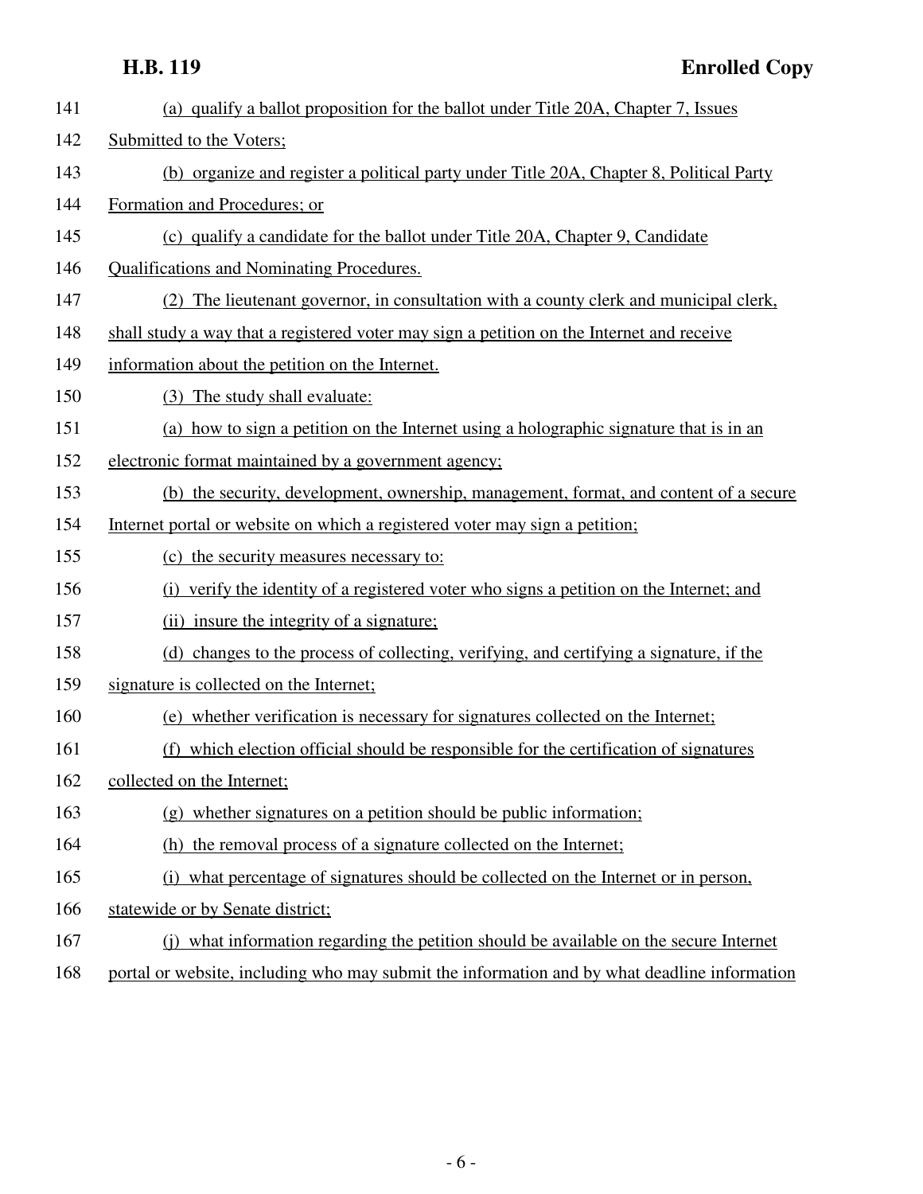(a) qualify a ballot proposition for the ballot under Title 20A, Chapter 7, Issues Submitted to the Voters;

(b) organize and register a political party under Title 20A, Chapter 8, Political Party Formation and Procedures; or

(c) qualify a candidate for the ballot under Title 20A, Chapter 9, Candidate Qualifications and Nominating Procedures.

(2) The lieutenant governor, in consultation with a county clerk and municipal clerk, shall study a way that a registered voter may sign a petition on the Internet and receive information about the petition on the Internet.

(3) The study shall evaluate:

(a) how to sign a petition on the Internet using a holographic signature that is in an electronic format maintained by a government agency;

(b) the security, development, ownership, management, format, and content of a secure Internet portal or website on which a registered voter may sign a petition;

(c) the security measures necessary to:

(i) verify the identity of a registered voter who signs a petition on the Internet; and

(ii) insure the integrity of a signature;

(d) changes to the process of collecting, verifying, and certifying a signature, if the signature is collected on the Internet;

(e) whether verification is necessary for signatures collected on the Internet;

(f) which election official should be responsible for the certification of signatures collected on the Internet;

(g) whether signatures on a petition should be public information;

(h) the removal process of a signature collected on the Internet;

(i) what percentage of signatures should be collected on the Internet or in person, statewide or by Senate district;

(j) what information regarding the petition should be available on the secure Internet portal or website, including who may submit the information and by what deadline information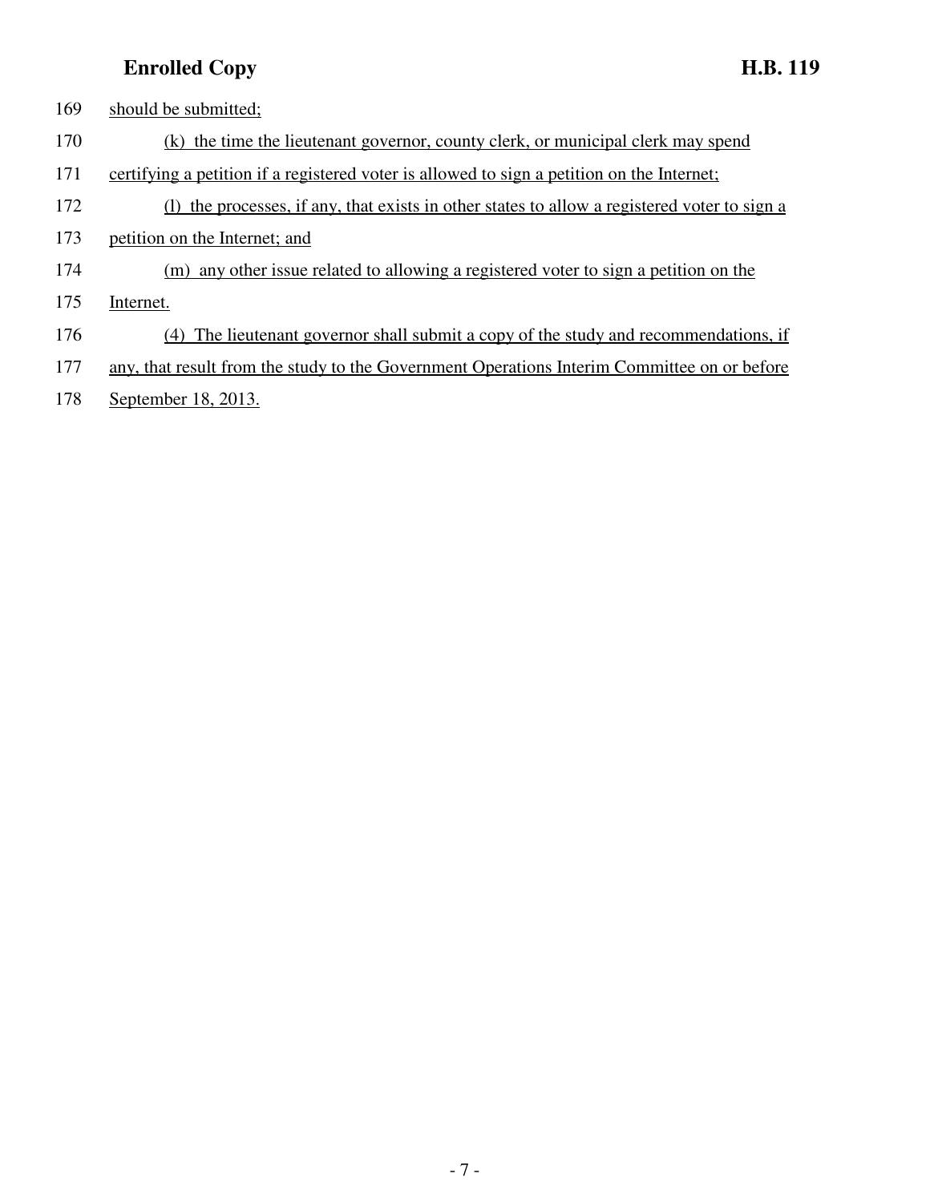should be submitted;

(k) the time the lieutenant governor, county clerk, or municipal clerk may spend certifying a petition if a registered voter is allowed to sign a petition on the Internet;

(l) the processes, if any, that exists in other states to allow a registered voter to sign a petition on the Internet; and

(m) any other issue related to allowing a registered voter to sign a petition on the Internet.

(4) The lieutenant governor shall submit a copy of the study and recommendations, if any, that result from the study to the Government Operations Interim Committee on or before September 18, 2013.